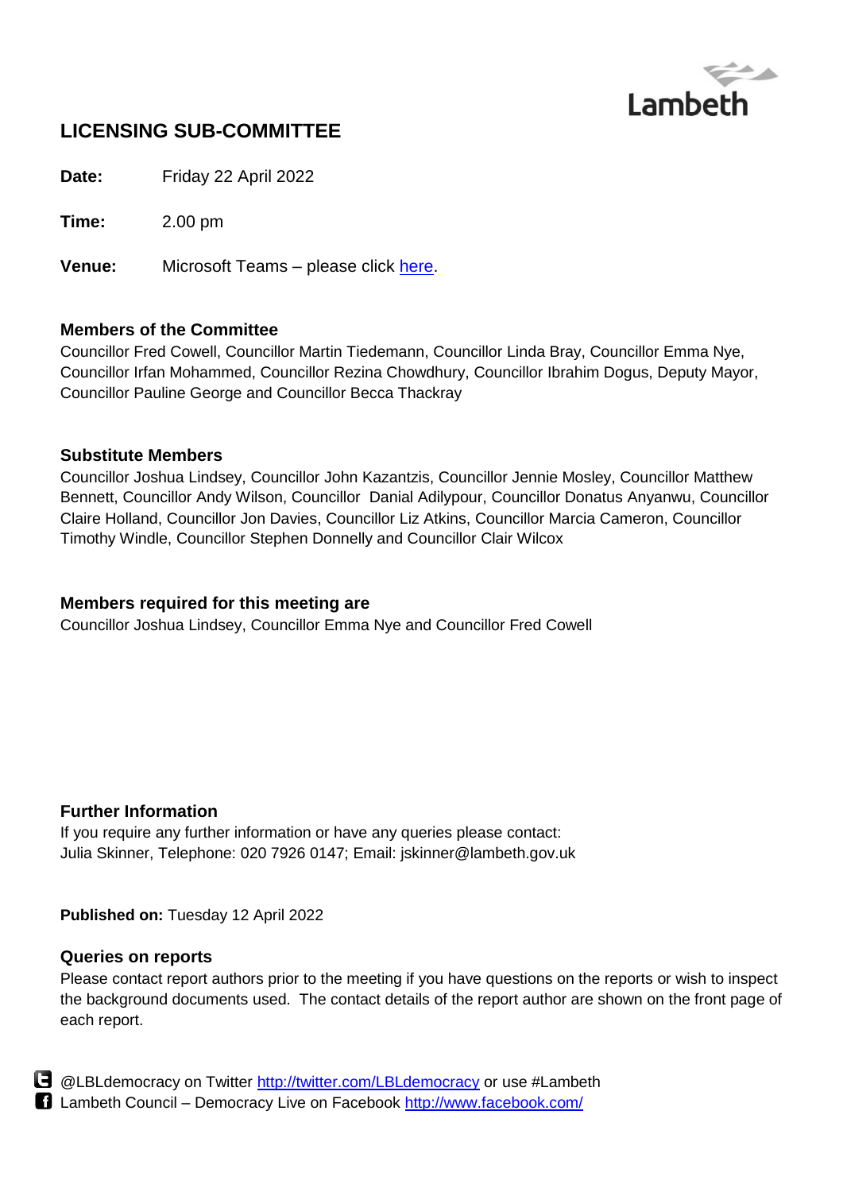Lambeth

# LICENSING SUB-COMMITTEE

**Date:** Friday 22 April 2022

**Time:** 2.00 pm

**Venue:** Microsoft Teams – please click here.

### Members of the Committee

Councillor Fred Cowell, Councillor Martin Tiedemann, Councillor Linda Bray, Councillor Emma Nye, Councillor Irfan Mohammed, Councillor Rezina Chowdhury, Councillor Ibrahim Dogus, Deputy Mayor, Councillor Pauline George and Councillor Becca Thackray

### Substitute Members

Councillor Joshua Lindsey, Councillor John Kazantzis, Councillor Jennie Mosley, Councillor Matthew Bennett, Councillor Andy Wilson, Councillor Danial Adilypour, Councillor Donatus Anyanwu, Councillor Claire Holland, Councillor Jon Davies, Councillor Liz Atkins, Councillor Marcia Cameron, Councillor Timothy Windle, Councillor Stephen Donnelly and Councillor Clair Wilcox

### Members required for this meeting are

Councillor Joshua Lindsey, Councillor Emma Nye and Councillor Fred Cowell

### Further Information

If you require any further information or have any queries please contact:
Julia Skinner, Telephone: 020 7926 0147; Email: jskinner@lambeth.gov.uk

**Published on:** Tuesday 12 April 2022

### Queries on reports

Please contact report authors prior to the meeting if you have questions on the reports or wish to inspect the background documents used. The contact details of the report author are shown on the front page of each report.

@LBLdemocracy on Twitter http://twitter.com/LBLdemocracy or use #Lambeth
Lambeth Council – Democracy Live on Facebook http://www.facebook.com/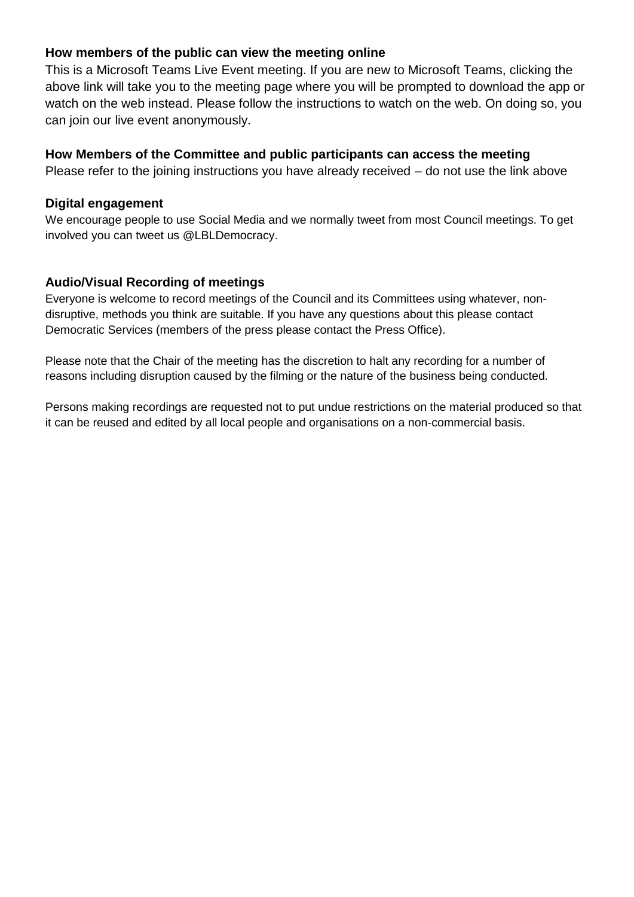**How members of the public can view the meeting online**

This is a Microsoft Teams Live Event meeting. If you are new to Microsoft Teams, clicking the above link will take you to the meeting page where you will be prompted to download the app or watch on the web instead. Please follow the instructions to watch on the web. On doing so, you can join our live event anonymously.

**How Members of the Committee and public participants can access the meeting**

Please refer to the joining instructions you have already received – do not use the link above

**Digital engagement**

We encourage people to use Social Media and we normally tweet from most Council meetings. To get involved you can tweet us @LBLDemocracy.

**Audio/Visual Recording of meetings**

Everyone is welcome to record meetings of the Council and its Committees using whatever, non-disruptive, methods you think are suitable. If you have any questions about this please contact Democratic Services (members of the press please contact the Press Office).

Please note that the Chair of the meeting has the discretion to halt any recording for a number of reasons including disruption caused by the filming or the nature of the business being conducted.

Persons making recordings are requested not to put undue restrictions on the material produced so that it can be reused and edited by all local people and organisations on a non-commercial basis.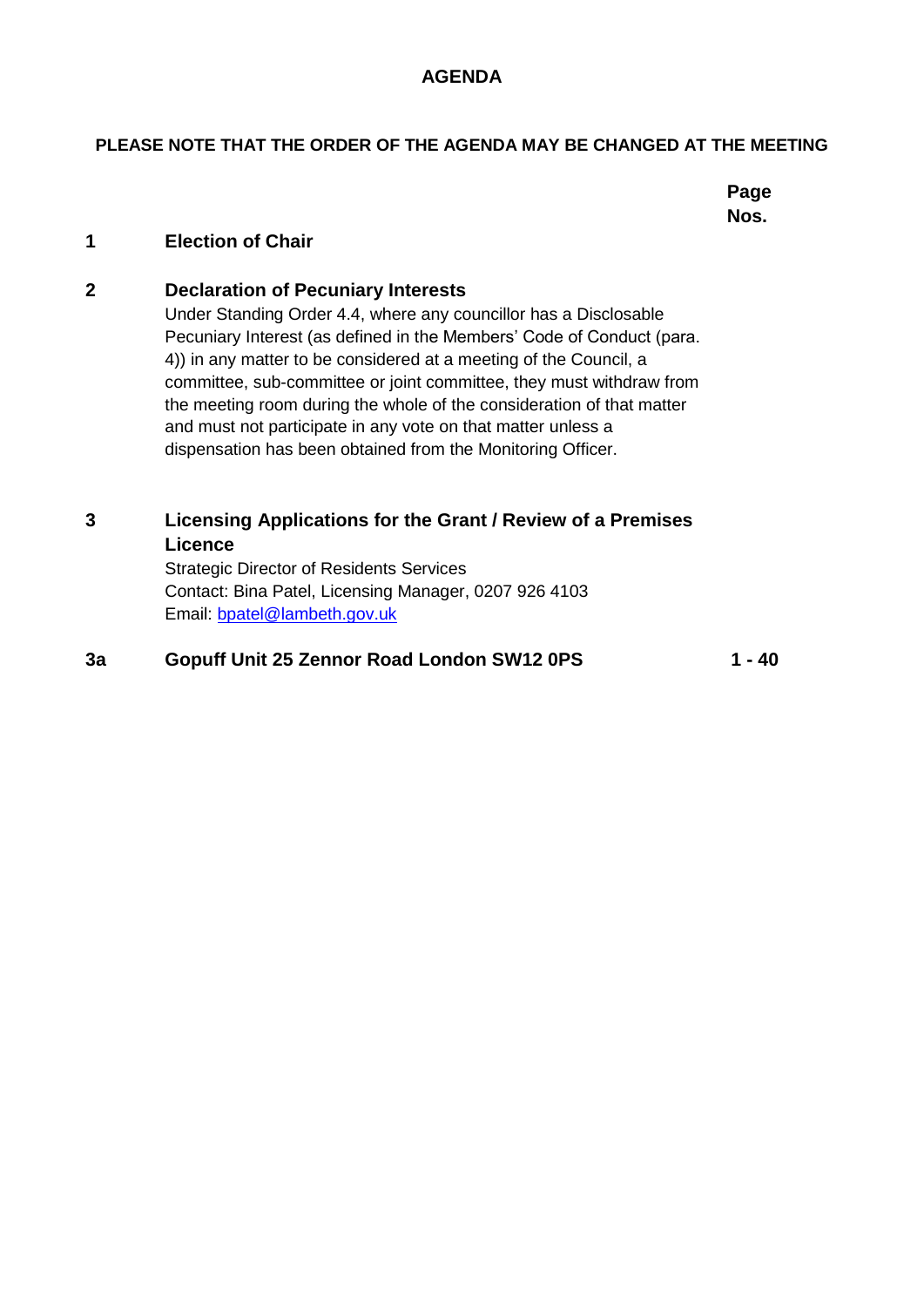# AGENDA

**PLEASE NOTE THAT THE ORDER OF THE AGENDA MAY BE CHANGED AT THE MEETING**

| | | Page Nos. |
|---|---|---|
| **1** | **Election of Chair** | |
| **2** | **Declaration of Pecuniary Interests**<br>Under Standing Order 4.4, where any councillor has a Disclosable Pecuniary Interest (as defined in the Members' Code of Conduct (para. 4)) in any matter to be considered at a meeting of the Council, a committee, sub-committee or joint committee, they must withdraw from the meeting room during the whole of the consideration of that matter and must not participate in any vote on that matter unless a dispensation has been obtained from the Monitoring Officer. | |
| **3** | **Licensing Applications for the Grant / Review of a Premises Licence**<br>Strategic Director of Residents Services<br>Contact: Bina Patel, Licensing Manager, 0207 926 4103<br>Email: bpatel@lambeth.gov.uk | |
| **3a** | **Gopuff Unit 25 Zennor Road London SW12 0PS** | **1 - 40** |